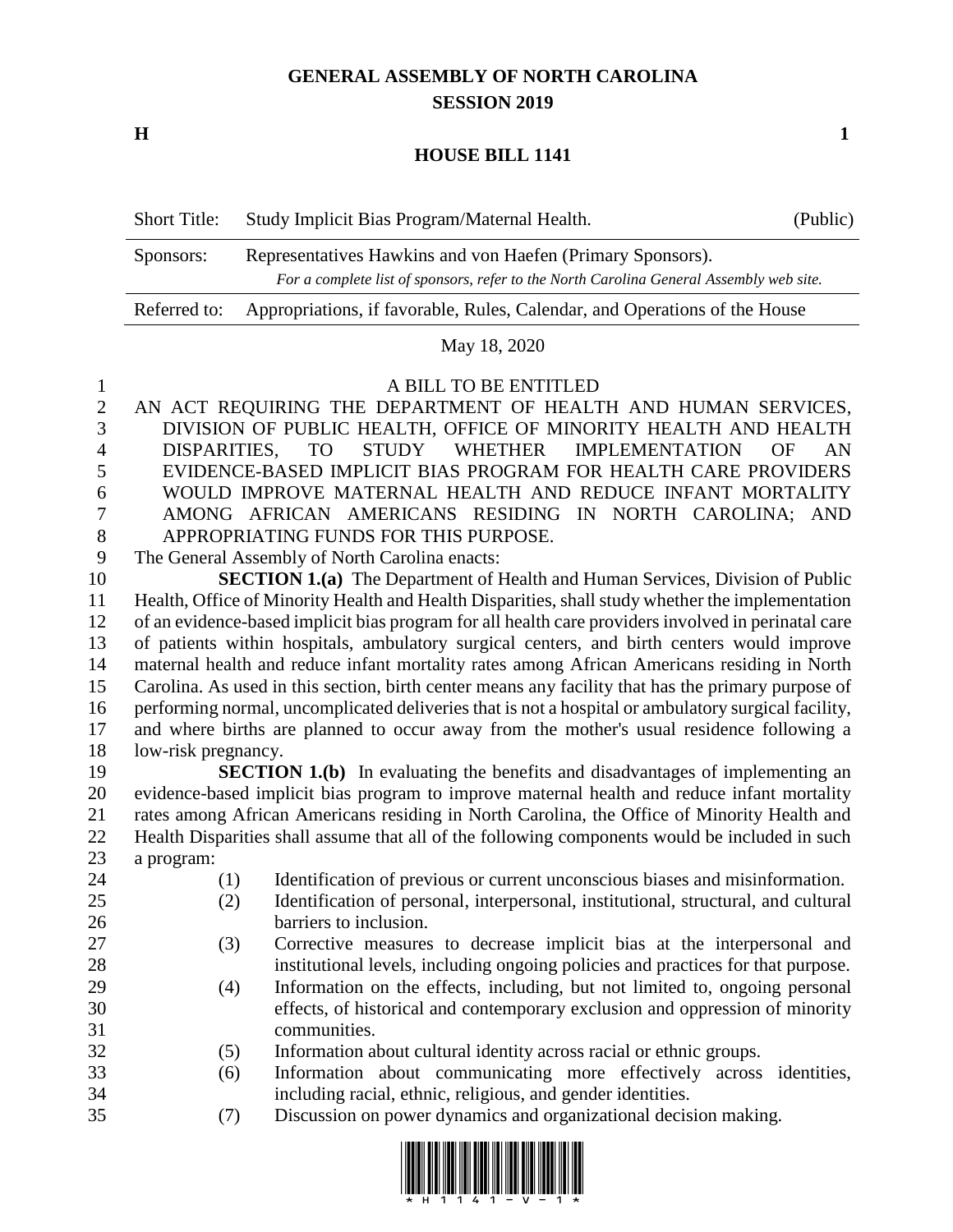# GENERAL ASSEMBLY OF NORTH CAROLINA
## SESSION 2019

**H** **1**

## HOUSE BILL 1141

| Short Title: | Study Implicit Bias Program/Maternal Health. | (Public) |
|---|---|---|
| Sponsors: | Representatives Hawkins and von Haefen (Primary Sponsors). *For a complete list of sponsors, refer to the North Carolina General Assembly web site.* | |
| Referred to: | Appropriations, if favorable, Rules, Calendar, and Operations of the House | |

May 18, 2020

A BILL TO BE ENTITLED

AN ACT REQUIRING THE DEPARTMENT OF HEALTH AND HUMAN SERVICES, DIVISION OF PUBLIC HEALTH, OFFICE OF MINORITY HEALTH AND HEALTH DISPARITIES, TO STUDY WHETHER IMPLEMENTATION OF AN EVIDENCE-BASED IMPLICIT BIAS PROGRAM FOR HEALTH CARE PROVIDERS WOULD IMPROVE MATERNAL HEALTH AND REDUCE INFANT MORTALITY AMONG AFRICAN AMERICANS RESIDING IN NORTH CAROLINA; AND APPROPRIATING FUNDS FOR THIS PURPOSE.

The General Assembly of North Carolina enacts:

**SECTION 1.(a)** The Department of Health and Human Services, Division of Public Health, Office of Minority Health and Health Disparities, shall study whether the implementation of an evidence-based implicit bias program for all health care providers involved in perinatal care of patients within hospitals, ambulatory surgical centers, and birth centers would improve maternal health and reduce infant mortality rates among African Americans residing in North Carolina. As used in this section, birth center means any facility that has the primary purpose of performing normal, uncomplicated deliveries that is not a hospital or ambulatory surgical facility, and where births are planned to occur away from the mother's usual residence following a low-risk pregnancy.

**SECTION 1.(b)** In evaluating the benefits and disadvantages of implementing an evidence-based implicit bias program to improve maternal health and reduce infant mortality rates among African Americans residing in North Carolina, the Office of Minority Health and Health Disparities shall assume that all of the following components would be included in such a program:

(1) Identification of previous or current unconscious biases and misinformation.
(2) Identification of personal, interpersonal, institutional, structural, and cultural barriers to inclusion.
(3) Corrective measures to decrease implicit bias at the interpersonal and institutional levels, including ongoing policies and practices for that purpose.
(4) Information on the effects, including, but not limited to, ongoing personal effects, of historical and contemporary exclusion and oppression of minority communities.
(5) Information about cultural identity across racial or ethnic groups.
(6) Information about communicating more effectively across identities, including racial, ethnic, religious, and gender identities.
(7) Discussion on power dynamics and organizational decision making.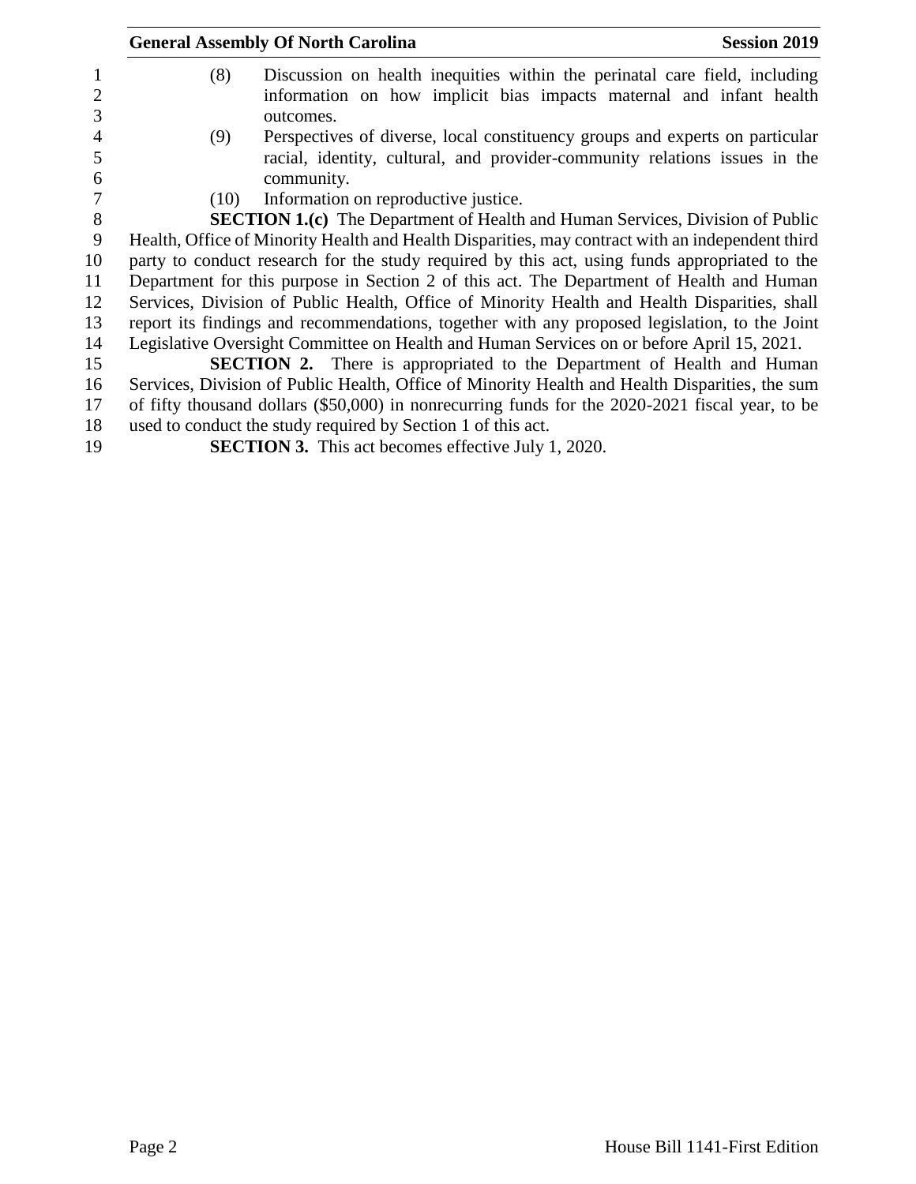(8) Discussion on health inequities within the perinatal care field, including information on how implicit bias impacts maternal and infant health outcomes.

(9) Perspectives of diverse, local constituency groups and experts on particular racial, identity, cultural, and provider-community relations issues in the community.

(10) Information on reproductive justice.

**SECTION 1.(c)** The Department of Health and Human Services, Division of Public Health, Office of Minority Health and Health Disparities, may contract with an independent third party to conduct research for the study required by this act, using funds appropriated to the Department for this purpose in Section 2 of this act. The Department of Health and Human Services, Division of Public Health, Office of Minority Health and Health Disparities, shall report its findings and recommendations, together with any proposed legislation, to the Joint Legislative Oversight Committee on Health and Human Services on or before April 15, 2021.

**SECTION 2.** There is appropriated to the Department of Health and Human Services, Division of Public Health, Office of Minority Health and Health Disparities, the sum of fifty thousand dollars ($50,000) in nonrecurring funds for the 2020-2021 fiscal year, to be used to conduct the study required by Section 1 of this act.

**SECTION 3.** This act becomes effective July 1, 2020.